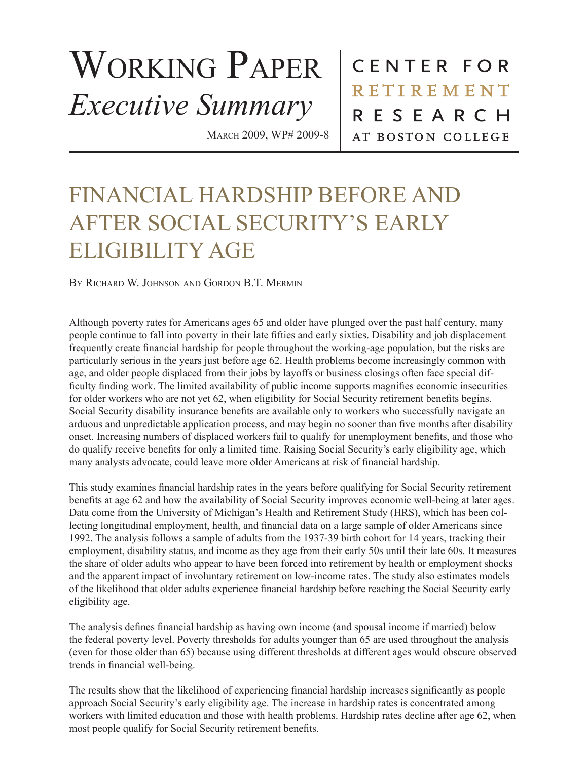# Working Paper
*Executive Summary*

March 2009, WP# 2009-8

CENTER FOR RETIREMENT RESEARCH AT BOSTON COLLEGE

# FINANCIAL HARDSHIP BEFORE AND AFTER SOCIAL SECURITY'S EARLY ELIGIBILITY AGE

By Richard W. Johnson and Gordon B.T. Mermin

Although poverty rates for Americans ages 65 and older have plunged over the past half century, many people continue to fall into poverty in their late fifties and early sixties. Disability and job displacement frequently create financial hardship for people throughout the working-age population, but the risks are particularly serious in the years just before age 62. Health problems become increasingly common with age, and older people displaced from their jobs by layoffs or business closings often face special difficulty finding work. The limited availability of public income supports magnifies economic insecurities for older workers who are not yet 62, when eligibility for Social Security retirement benefits begins. Social Security disability insurance benefits are available only to workers who successfully navigate an arduous and unpredictable application process, and may begin no sooner than five months after disability onset. Increasing numbers of displaced workers fail to qualify for unemployment benefits, and those who do qualify receive benefits for only a limited time. Raising Social Security's early eligibility age, which many analysts advocate, could leave more older Americans at risk of financial hardship.

This study examines financial hardship rates in the years before qualifying for Social Security retirement benefits at age 62 and how the availability of Social Security improves economic well-being at later ages. Data come from the University of Michigan's Health and Retirement Study (HRS), which has been collecting longitudinal employment, health, and financial data on a large sample of older Americans since 1992. The analysis follows a sample of adults from the 1937-39 birth cohort for 14 years, tracking their employment, disability status, and income as they age from their early 50s until their late 60s. It measures the share of older adults who appear to have been forced into retirement by health or employment shocks and the apparent impact of involuntary retirement on low-income rates. The study also estimates models of the likelihood that older adults experience financial hardship before reaching the Social Security early eligibility age.

The analysis defines financial hardship as having own income (and spousal income if married) below the federal poverty level. Poverty thresholds for adults younger than 65 are used throughout the analysis (even for those older than 65) because using different thresholds at different ages would obscure observed trends in financial well-being.

The results show that the likelihood of experiencing financial hardship increases significantly as people approach Social Security's early eligibility age. The increase in hardship rates is concentrated among workers with limited education and those with health problems. Hardship rates decline after age 62, when most people qualify for Social Security retirement benefits.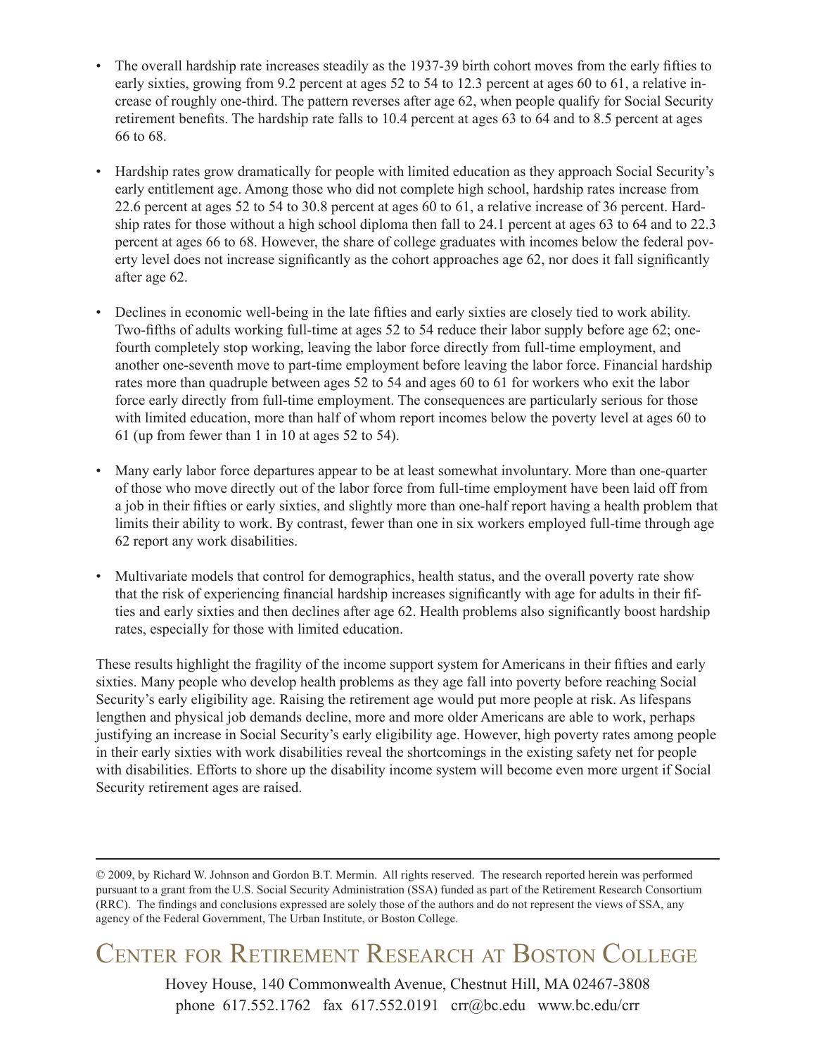- The overall hardship rate increases steadily as the 1937-39 birth cohort moves from the early fifties to early sixties, growing from 9.2 percent at ages 52 to 54 to 12.3 percent at ages 60 to 61, a relative increase of roughly one-third. The pattern reverses after age 62, when people qualify for Social Security retirement benefits. The hardship rate falls to 10.4 percent at ages 63 to 64 and to 8.5 percent at ages 66 to 68.

- Hardship rates grow dramatically for people with limited education as they approach Social Security's early entitlement age. Among those who did not complete high school, hardship rates increase from 22.6 percent at ages 52 to 54 to 30.8 percent at ages 60 to 61, a relative increase of 36 percent. Hardship rates for those without a high school diploma then fall to 24.1 percent at ages 63 to 64 and to 22.3 percent at ages 66 to 68. However, the share of college graduates with incomes below the federal poverty level does not increase significantly as the cohort approaches age 62, nor does it fall significantly after age 62.

- Declines in economic well-being in the late fifties and early sixties are closely tied to work ability. Two-fifths of adults working full-time at ages 52 to 54 reduce their labor supply before age 62; one-fourth completely stop working, leaving the labor force directly from full-time employment, and another one-seventh move to part-time employment before leaving the labor force. Financial hardship rates more than quadruple between ages 52 to 54 and ages 60 to 61 for workers who exit the labor force early directly from full-time employment. The consequences are particularly serious for those with limited education, more than half of whom report incomes below the poverty level at ages 60 to 61 (up from fewer than 1 in 10 at ages 52 to 54).

- Many early labor force departures appear to be at least somewhat involuntary. More than one-quarter of those who move directly out of the labor force from full-time employment have been laid off from a job in their fifties or early sixties, and slightly more than one-half report having a health problem that limits their ability to work. By contrast, fewer than one in six workers employed full-time through age 62 report any work disabilities.

- Multivariate models that control for demographics, health status, and the overall poverty rate show that the risk of experiencing financial hardship increases significantly with age for adults in their fifties and early sixties and then declines after age 62. Health problems also significantly boost hardship rates, especially for those with limited education.

These results highlight the fragility of the income support system for Americans in their fifties and early sixties. Many people who develop health problems as they age fall into poverty before reaching Social Security's early eligibility age. Raising the retirement age would put more people at risk. As lifespans lengthen and physical job demands decline, more and more older Americans are able to work, perhaps justifying an increase in Social Security's early eligibility age. However, high poverty rates among people in their early sixties with work disabilities reveal the shortcomings in the existing safety net for people with disabilities. Efforts to shore up the disability income system will become even more urgent if Social Security retirement ages are raised.

---

© 2009, by Richard W. Johnson and Gordon B.T. Mermin. All rights reserved. The research reported herein was performed pursuant to a grant from the U.S. Social Security Administration (SSA) funded as part of the Retirement Research Consortium (RRC). The findings and conclusions expressed are solely those of the authors and do not represent the views of SSA, any agency of the Federal Government, The Urban Institute, or Boston College.

## Center for Retirement Research at Boston College

Hovey House, 140 Commonwealth Avenue, Chestnut Hill, MA 02467-3808
phone 617.552.1762 fax 617.552.0191 crr@bc.edu www.bc.edu/crr